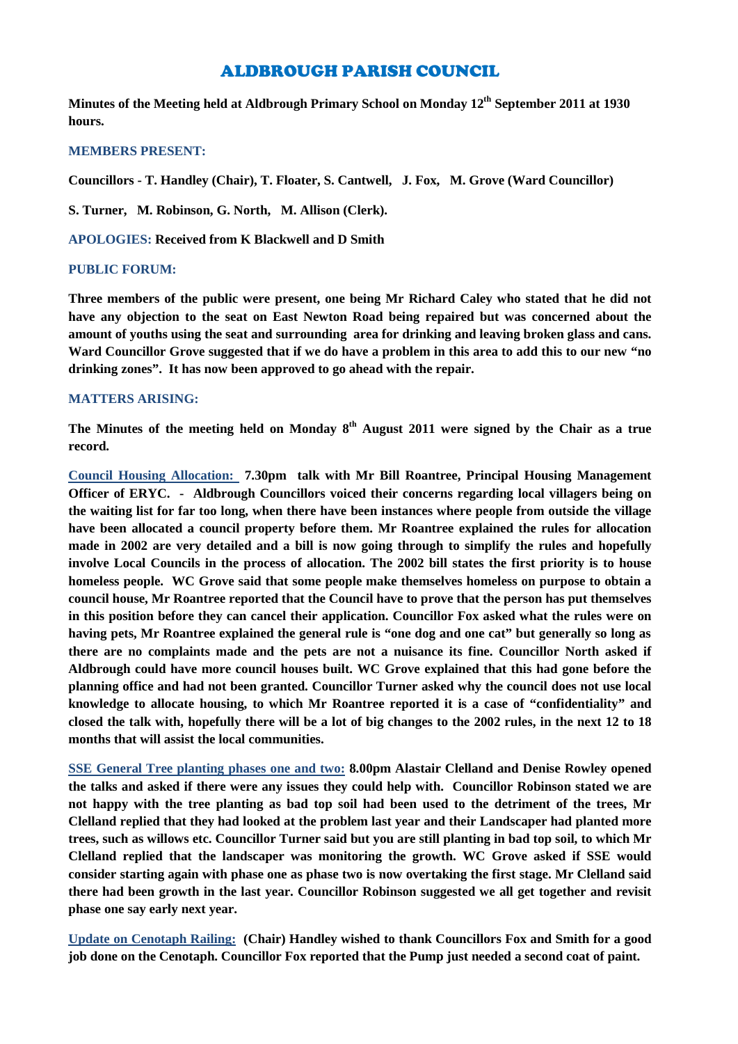# ALDBROUGH PARISH COUNCIL

**Minutes of the Meeting held at Aldbrough Primary School on Monday 12th September 2011 at 1930 hours.**

**MEMBERS PRESENT:**

**Councillors - T. Handley (Chair), T. Floater, S. Cantwell, J. Fox, M. Grove (Ward Councillor)**

**S. Turner, M. Robinson, G. North, M. Allison (Clerk).**

**APOLOGIES: Received from K Blackwell and D Smith**

**PUBLIC FORUM:**

**Three members of the public were present, one being Mr Richard Caley who stated that he did not have any objection to the seat on East Newton Road being repaired but was concerned about the amount of youths using the seat and surrounding area for drinking and leaving broken glass and cans. Ward Councillor Grove suggested that if we do have a problem in this area to add this to our new "no drinking zones". It has now been approved to go ahead with the repair.**

**MATTERS ARISING:**

**The Minutes of the meeting held on Monday 8th August 2011 were signed by the Chair as a true record.**

**Council Housing Allocation: 7.30pm talk with Mr Bill Roantree, Principal Housing Management Officer of ERYC. - Aldbrough Councillors voiced their concerns regarding local villagers being on the waiting list for far too long, when there have been instances where people from outside the village have been allocated a council property before them. Mr Roantree explained the rules for allocation made in 2002 are very detailed and a bill is now going through to simplify the rules and hopefully involve Local Councils in the process of allocation. The 2002 bill states the first priority is to house homeless people. WC Grove said that some people make themselves homeless on purpose to obtain a council house, Mr Roantree reported that the Council have to prove that the person has put themselves in this position before they can cancel their application. Councillor Fox asked what the rules were on having pets, Mr Roantree explained the general rule is "one dog and one cat" but generally so long as there are no complaints made and the pets are not a nuisance its fine. Councillor North asked if Aldbrough could have more council houses built. WC Grove explained that this had gone before the planning office and had not been granted. Councillor Turner asked why the council does not use local knowledge to allocate housing, to which Mr Roantree reported it is a case of "confidentiality" and closed the talk with, hopefully there will be a lot of big changes to the 2002 rules, in the next 12 to 18 months that will assist the local communities.**

**SSE General Tree planting phases one and two: 8.00pm Alastair Clelland and Denise Rowley opened the talks and asked if there were any issues they could help with. Councillor Robinson stated we are not happy with the tree planting as bad top soil had been used to the detriment of the trees, Mr Clelland replied that they had looked at the problem last year and their Landscaper had planted more trees, such as willows etc. Councillor Turner said but you are still planting in bad top soil, to which Mr Clelland replied that the landscaper was monitoring the growth. WC Grove asked if SSE would consider starting again with phase one as phase two is now overtaking the first stage. Mr Clelland said there had been growth in the last year. Councillor Robinson suggested we all get together and revisit phase one say early next year.**

**Update on Cenotaph Railing: (Chair) Handley wished to thank Councillors Fox and Smith for a good job done on the Cenotaph. Councillor Fox reported that the Pump just needed a second coat of paint.**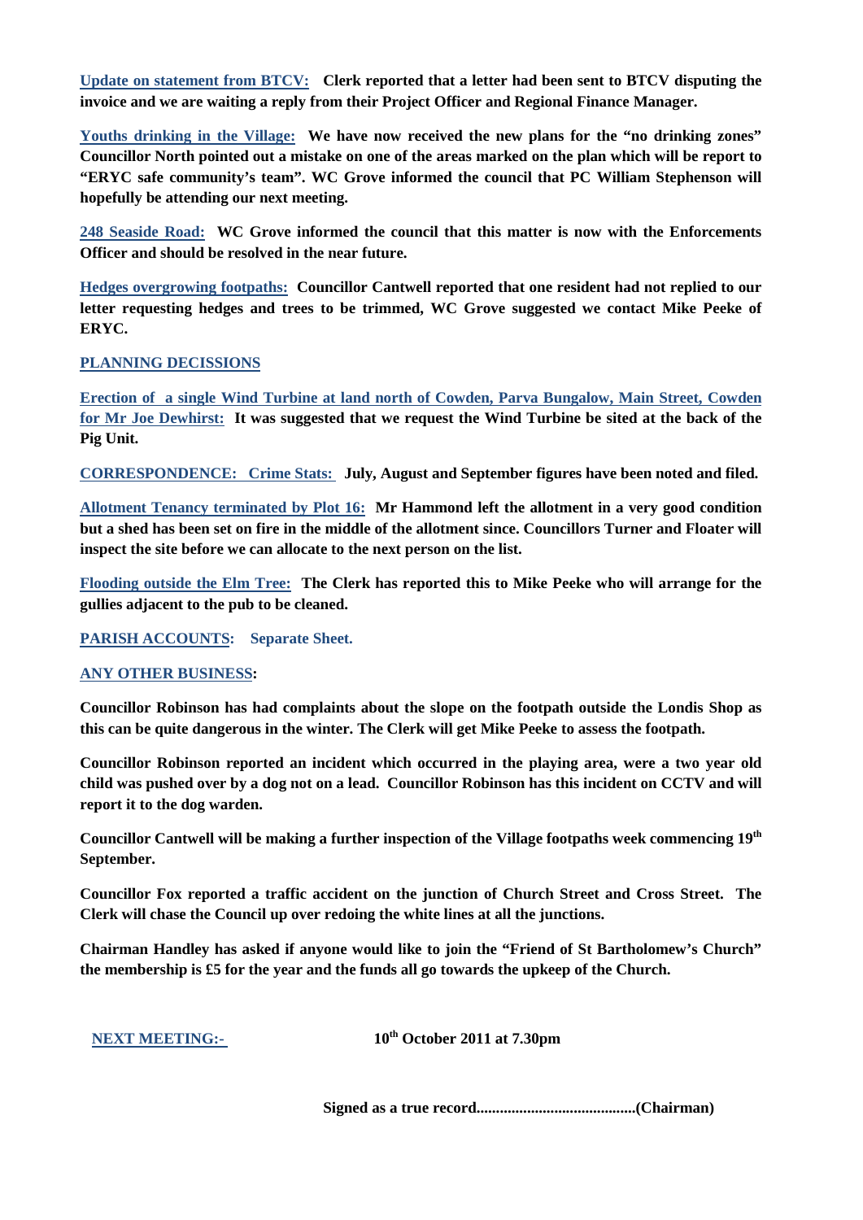**Update on statement from BTCV:** **Clerk reported that a letter had been sent to BTCV disputing the invoice and we are waiting a reply from their Project Officer and Regional Finance Manager.**

**Youths drinking in the Village:** **We have now received the new plans for the "no drinking zones" Councillor North pointed out a mistake on one of the areas marked on the plan which will be report to "ERYC safe community's team". WC Grove informed the council that PC William Stephenson will hopefully be attending our next meeting.**

**248 Seaside Road:** **WC Grove informed the council that this matter is now with the Enforcements Officer and should be resolved in the near future.**

**Hedges overgrowing footpaths:** **Councillor Cantwell reported that one resident had not replied to our letter requesting hedges and trees to be trimmed, WC Grove suggested we contact Mike Peeke of ERYC.**

**PLANNING DECISSIONS**

**Erection of a single Wind Turbine at land north of Cowden, Parva Bungalow, Main Street, Cowden for Mr Joe Dewhirst:** **It was suggested that we request the Wind Turbine be sited at the back of the Pig Unit.**

**CORRESPONDENCE: Crime Stats:** **July, August and September figures have been noted and filed.**

**Allotment Tenancy terminated by Plot 16:** **Mr Hammond left the allotment in a very good condition but a shed has been set on fire in the middle of the allotment since. Councillors Turner and Floater will inspect the site before we can allocate to the next person on the list.**

**Flooding outside the Elm Tree:** **The Clerk has reported this to Mike Peeke who will arrange for the gullies adjacent to the pub to be cleaned.**

**PARISH ACCOUNTS: Separate Sheet.**

**ANY OTHER BUSINESS:**

**Councillor Robinson has had complaints about the slope on the footpath outside the Londis Shop as this can be quite dangerous in the winter. The Clerk will get Mike Peeke to assess the footpath.**

**Councillor Robinson reported an incident which occurred in the playing area, were a two year old child was pushed over by a dog not on a lead. Councillor Robinson has this incident on CCTV and will report it to the dog warden.**

**Councillor Cantwell will be making a further inspection of the Village footpaths week commencing 19th September.**

**Councillor Fox reported a traffic accident on the junction of Church Street and Cross Street. The Clerk will chase the Council up over redoing the white lines at all the junctions.**

**Chairman Handley has asked if anyone would like to join the "Friend of St Bartholomew's Church" the membership is £5 for the year and the funds all go towards the upkeep of the Church.**

**NEXT MEETING:-** **10th October 2011 at 7.30pm**

**Signed as a true record.........................................(Chairman)**